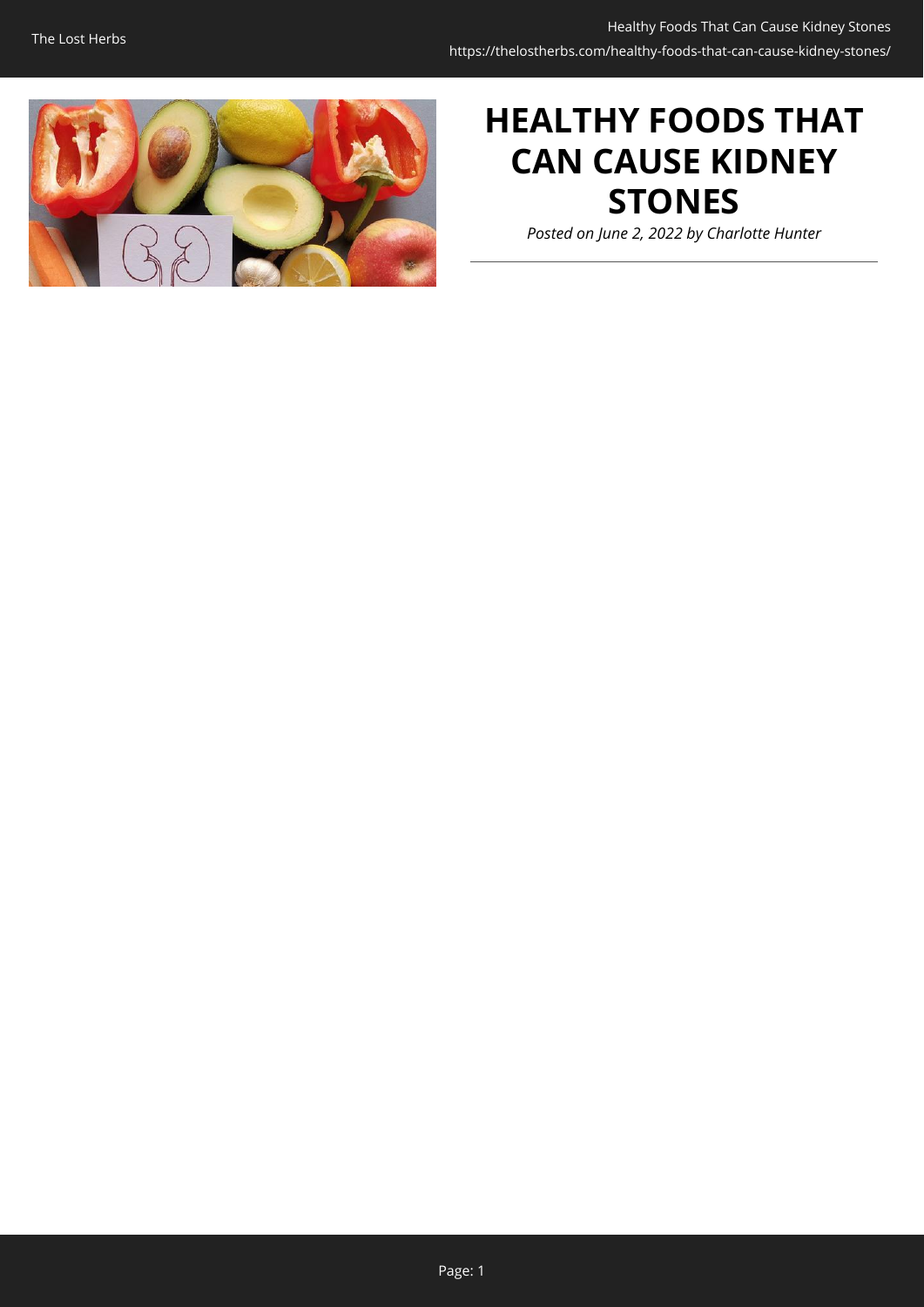# HEALTHY FOODS THAT CAN CAUSE KIDNEY STONES

*Posted on June 2, 2022 by Charlotte Hunter*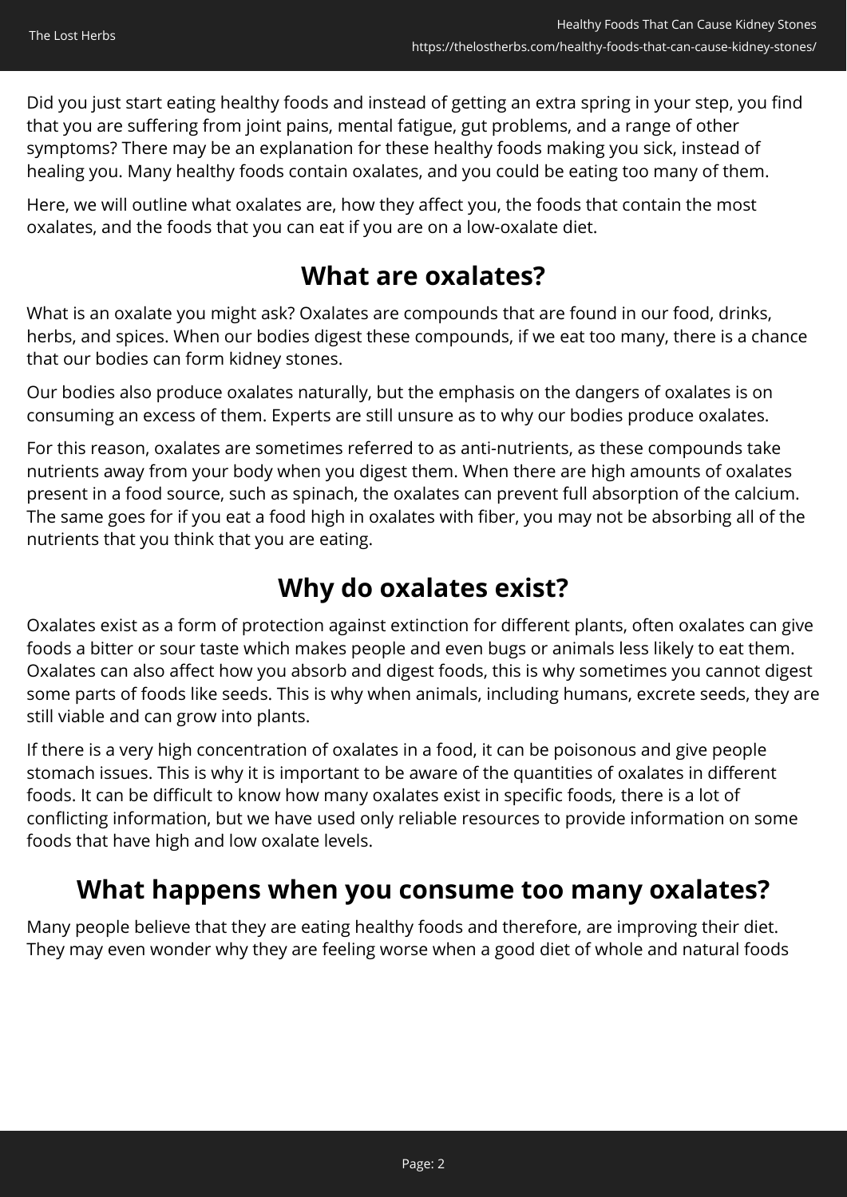Did you just start eating healthy foods and instead of getting an extra spring in your step, you find that you are suffering from joint pains, mental fatigue, gut problems, and a range of other symptoms? There may be an explanation for these healthy foods making you sick, instead of healing you. Many healthy foods contain oxalates, and you could be eating too many of them.

Here, we will outline what oxalates are, how they affect you, the foods that contain the most oxalates, and the foods that you can eat if you are on a low-oxalate diet.

## What are oxalates?

What is an oxalate you might ask? Oxalates are compounds that are found in our food, drinks, herbs, and spices. When our bodies digest these compounds, if we eat too many, there is a chance that our bodies can form kidney stones.

Our bodies also produce oxalates naturally, but the emphasis on the dangers of oxalates is on consuming an excess of them. Experts are still unsure as to why our bodies produce oxalates.

For this reason, oxalates are sometimes referred to as anti-nutrients, as these compounds take nutrients away from your body when you digest them. When there are high amounts of oxalates present in a food source, such as spinach, the oxalates can prevent full absorption of the calcium. The same goes for if you eat a food high in oxalates with fiber, you may not be absorbing all of the nutrients that you think that you are eating.

## Why do oxalates exist?

Oxalates exist as a form of protection against extinction for different plants, often oxalates can give foods a bitter or sour taste which makes people and even bugs or animals less likely to eat them. Oxalates can also affect how you absorb and digest foods, this is why sometimes you cannot digest some parts of foods like seeds. This is why when animals, including humans, excrete seeds, they are still viable and can grow into plants.

If there is a very high concentration of oxalates in a food, it can be poisonous and give people stomach issues. This is why it is important to be aware of the quantities of oxalates in different foods. It can be difficult to know how many oxalates exist in specific foods, there is a lot of conflicting information, but we have used only reliable resources to provide information on some foods that have high and low oxalate levels.

## What happens when you consume too many oxalates?

Many people believe that they are eating healthy foods and therefore, are improving their diet. They may even wonder why they are feeling worse when a good diet of whole and natural foods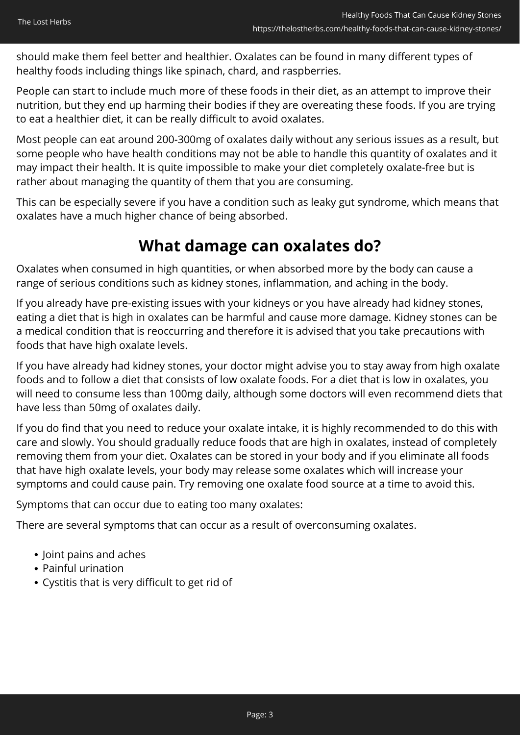should make them feel better and healthier. Oxalates can be found in many different types of healthy foods including things like spinach, chard, and raspberries.

People can start to include much more of these foods in their diet, as an attempt to improve their nutrition, but they end up harming their bodies if they are overeating these foods. If you are trying to eat a healthier diet, it can be really difficult to avoid oxalates.

Most people can eat around 200-300mg of oxalates daily without any serious issues as a result, but some people who have health conditions may not be able to handle this quantity of oxalates and it may impact their health. It is quite impossible to make your diet completely oxalate-free but is rather about managing the quantity of them that you are consuming.

This can be especially severe if you have a condition such as leaky gut syndrome, which means that oxalates have a much higher chance of being absorbed.

## What damage can oxalates do?

Oxalates when consumed in high quantities, or when absorbed more by the body can cause a range of serious conditions such as kidney stones, inflammation, and aching in the body.

If you already have pre-existing issues with your kidneys or you have already had kidney stones, eating a diet that is high in oxalates can be harmful and cause more damage. Kidney stones can be a medical condition that is reoccurring and therefore it is advised that you take precautions with foods that have high oxalate levels.

If you have already had kidney stones, your doctor might advise you to stay away from high oxalate foods and to follow a diet that consists of low oxalate foods. For a diet that is low in oxalates, you will need to consume less than 100mg daily, although some doctors will even recommend diets that have less than 50mg of oxalates daily.

If you do find that you need to reduce your oxalate intake, it is highly recommended to do this with care and slowly. You should gradually reduce foods that are high in oxalates, instead of completely removing them from your diet. Oxalates can be stored in your body and if you eliminate all foods that have high oxalate levels, your body may release some oxalates which will increase your symptoms and could cause pain. Try removing one oxalate food source at a time to avoid this.

Symptoms that can occur due to eating too many oxalates:

There are several symptoms that can occur as a result of overconsuming oxalates.

- Joint pains and aches
- Painful urination
- Cystitis that is very difficult to get rid of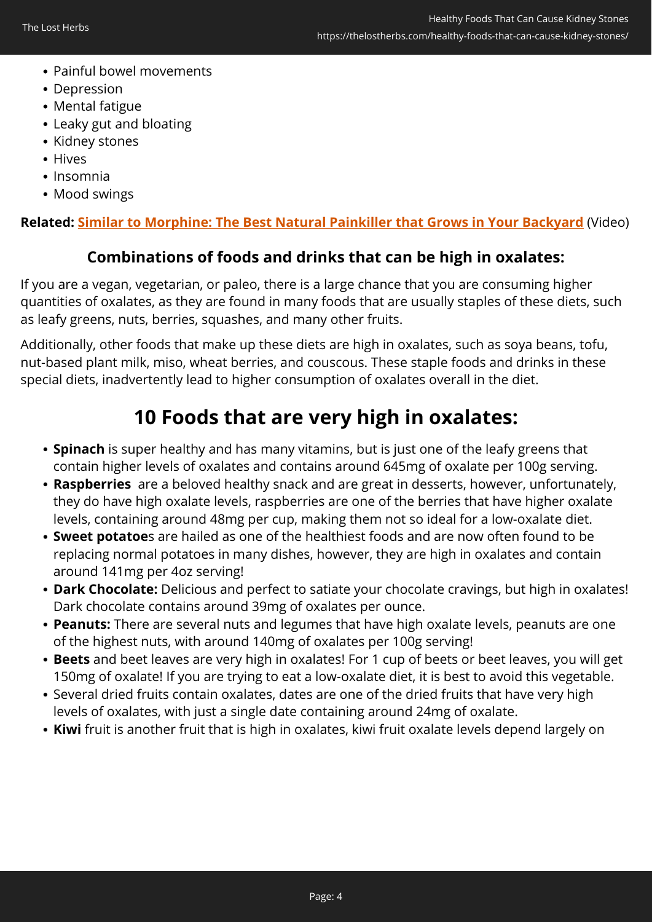- Painful bowel movements
- Depression
- Mental fatigue
- Leaky gut and bloating
- Kidney stones
- Hives
- Insomnia
- Mood swings

**Related: Similar to Morphine: The Best Natural Painkiller that Grows in Your Backyard** (Video)

### Combinations of foods and drinks that can be high in oxalates:

If you are a vegan, vegetarian, or paleo, there is a large chance that you are consuming higher quantities of oxalates, as they are found in many foods that are usually staples of these diets, such as leafy greens, nuts, berries, squashes, and many other fruits.

Additionally, other foods that make up these diets are high in oxalates, such as soya beans, tofu, nut-based plant milk, miso, wheat berries, and couscous. These staple foods and drinks in these special diets, inadvertently lead to higher consumption of oxalates overall in the diet.

## 10 Foods that are very high in oxalates:

- **Spinach** is super healthy and has many vitamins, but is just one of the leafy greens that contain higher levels of oxalates and contains around 645mg of oxalate per 100g serving.
- **Raspberries** are a beloved healthy snack and are great in desserts, however, unfortunately, they do have high oxalate levels, raspberries are one of the berries that have higher oxalate levels, containing around 48mg per cup, making them not so ideal for a low-oxalate diet.
- **Sweet potatoe**s are hailed as one of the healthiest foods and are now often found to be replacing normal potatoes in many dishes, however, they are high in oxalates and contain around 141mg per 4oz serving!
- **Dark Chocolate:** Delicious and perfect to satiate your chocolate cravings, but high in oxalates! Dark chocolate contains around 39mg of oxalates per ounce.
- **Peanuts:** There are several nuts and legumes that have high oxalate levels, peanuts are one of the highest nuts, with around 140mg of oxalates per 100g serving!
- **Beets** and beet leaves are very high in oxalates! For 1 cup of beets or beet leaves, you will get 150mg of oxalate! If you are trying to eat a low-oxalate diet, it is best to avoid this vegetable.
- Several dried fruits contain oxalates, dates are one of the dried fruits that have very high levels of oxalates, with just a single date containing around 24mg of oxalate.
- **Kiwi** fruit is another fruit that is high in oxalates, kiwi fruit oxalate levels depend largely on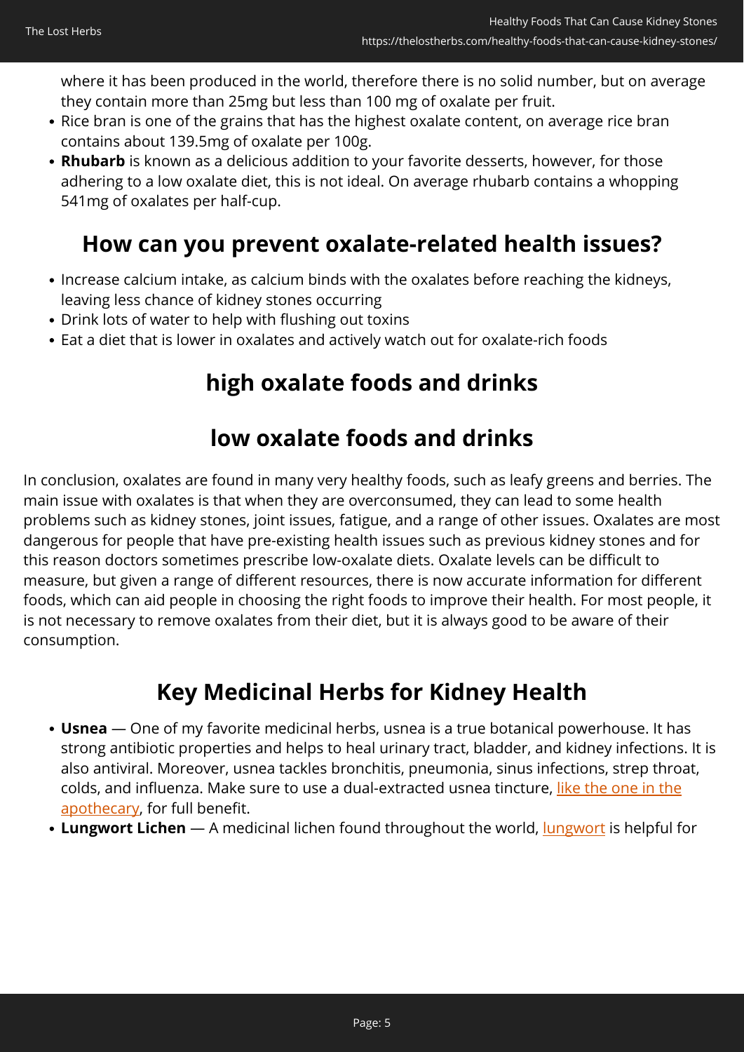where it has been produced in the world, therefore there is no solid number, but on average they contain more than 25mg but less than 100 mg of oxalate per fruit.

- Rice bran is one of the grains that has the highest oxalate content, on average rice bran contains about 139.5mg of oxalate per 100g.
- **Rhubarb** is known as a delicious addition to your favorite desserts, however, for those adhering to a low oxalate diet, this is not ideal. On average rhubarb contains a whopping 541mg of oxalates per half-cup.

## How can you prevent oxalate-related health issues?

- Increase calcium intake, as calcium binds with the oxalates before reaching the kidneys, leaving less chance of kidney stones occurring
- Drink lots of water to help with flushing out toxins
- Eat a diet that is lower in oxalates and actively watch out for oxalate-rich foods

## high oxalate foods and drinks

## low oxalate foods and drinks

In conclusion, oxalates are found in many very healthy foods, such as leafy greens and berries. The main issue with oxalates is that when they are overconsumed, they can lead to some health problems such as kidney stones, joint issues, fatigue, and a range of other issues. Oxalates are most dangerous for people that have pre-existing health issues such as previous kidney stones and for this reason doctors sometimes prescribe low-oxalate diets. Oxalate levels can be difficult to measure, but given a range of different resources, there is now accurate information for different foods, which can aid people in choosing the right foods to improve their health. For most people, it is not necessary to remove oxalates from their diet, but it is always good to be aware of their consumption.

## Key Medicinal Herbs for Kidney Health

- **Usnea** — One of my favorite medicinal herbs, usnea is a true botanical powerhouse. It has strong antibiotic properties and helps to heal urinary tract, bladder, and kidney infections. It is also antiviral. Moreover, usnea tackles bronchitis, pneumonia, sinus infections, strep throat, colds, and influenza. Make sure to use a dual-extracted usnea tincture, like the one in the apothecary, for full benefit.
- **Lungwort Lichen** — A medicinal lichen found throughout the world, lungwort is helpful for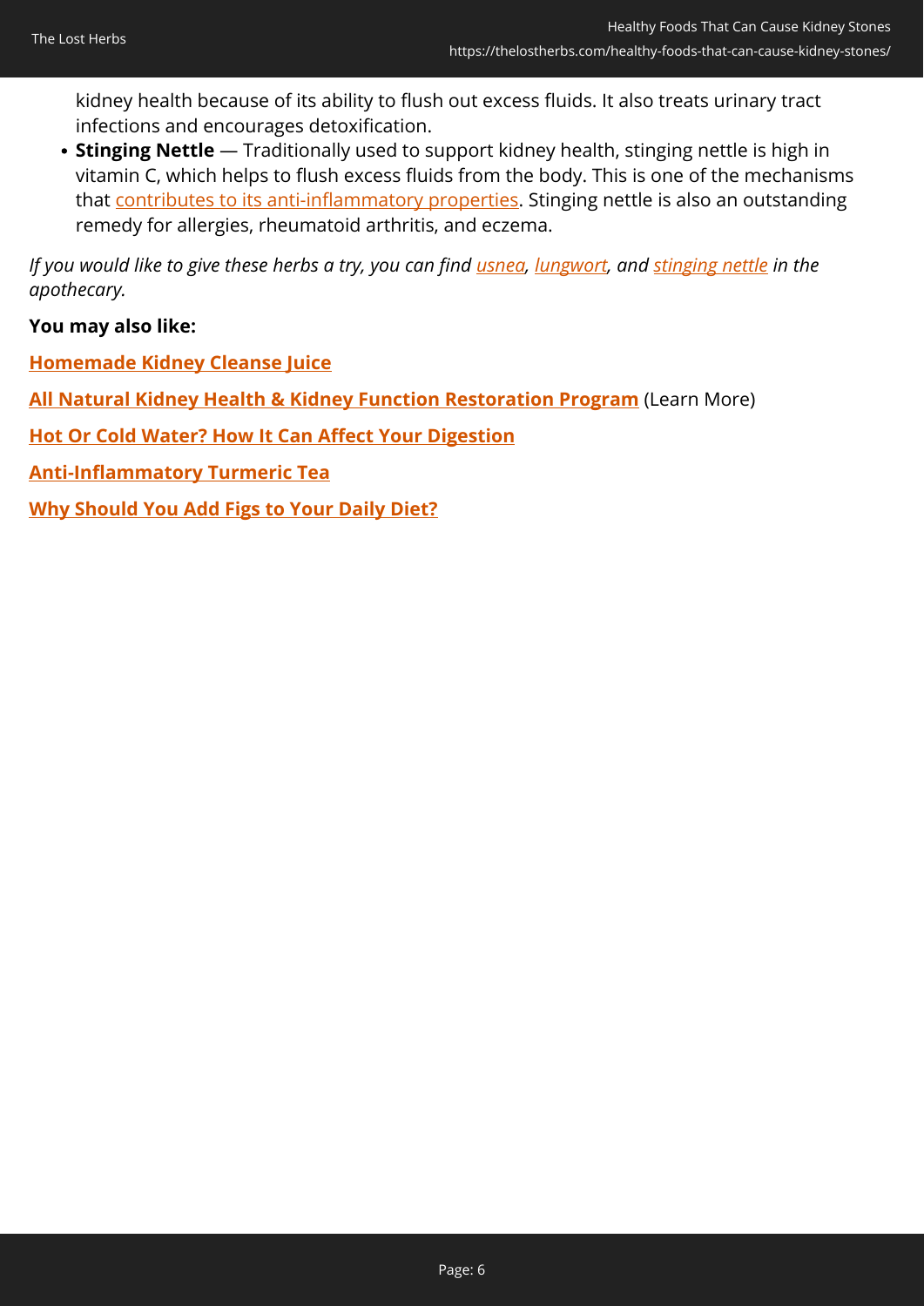kidney health because of its ability to flush out excess fluids. It also treats urinary tract infections and encourages detoxification.

- **Stinging Nettle** — Traditionally used to support kidney health, stinging nettle is high in vitamin C, which helps to flush excess fluids from the body. This is one of the mechanisms that contributes to its anti-inflammatory properties. Stinging nettle is also an outstanding remedy for allergies, rheumatoid arthritis, and eczema.

*If you would like to give these herbs a try, you can find usnea, lungwort, and stinging nettle in the apothecary.*

**You may also like:**

**Homemade Kidney Cleanse Juice**

**All Natural Kidney Health & Kidney Function Restoration Program** (Learn More)

**Hot Or Cold Water? How It Can Affect Your Digestion**

**Anti-Inflammatory Turmeric Tea**

**Why Should You Add Figs to Your Daily Diet?**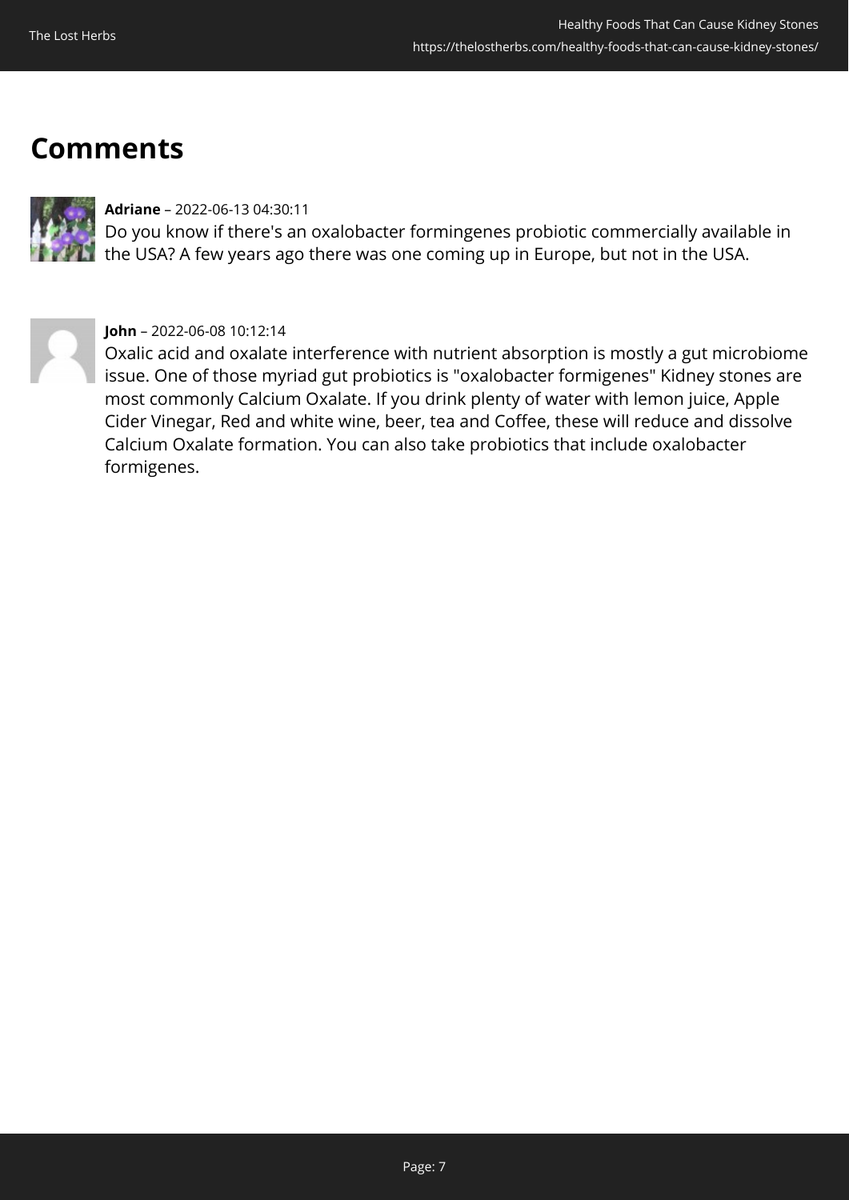## Comments

**Adriane** – 2022-06-13 04:30:11

Do you know if there's an oxalobacter formingenes probiotic commercially available in the USA? A few years ago there was one coming up in Europe, but not in the USA.

**John** – 2022-06-08 10:12:14

Oxalic acid and oxalate interference with nutrient absorption is mostly a gut microbiome issue. One of those myriad gut probiotics is "oxalobacter formigenes" Kidney stones are most commonly Calcium Oxalate. If you drink plenty of water with lemon juice, Apple Cider Vinegar, Red and white wine, beer, tea and Coffee, these will reduce and dissolve Calcium Oxalate formation. You can also take probiotics that include oxalobacter formigenes.